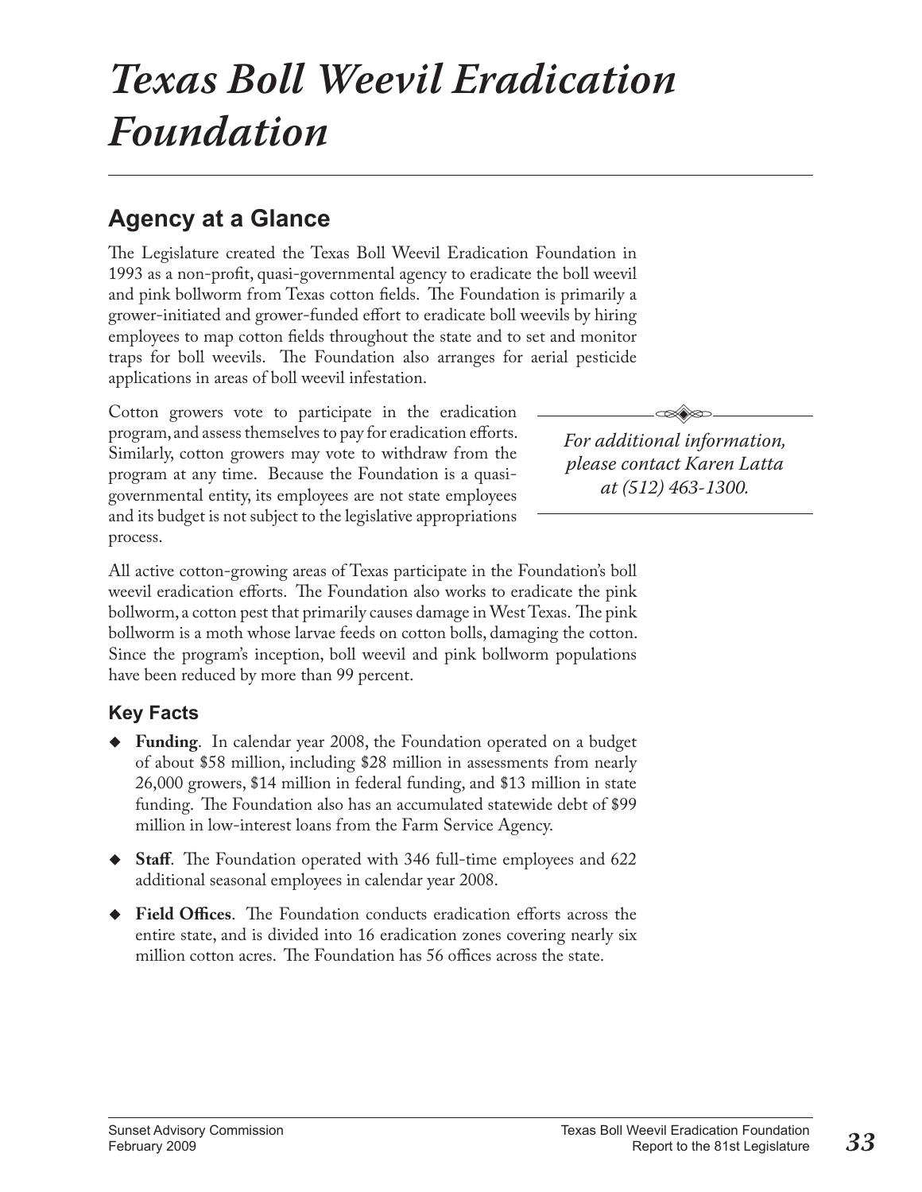# *Texas Boll Weevil Eradication Foundation*

## Agency at a Glance

The Legislature created the Texas Boll Weevil Eradication Foundation in 1993 as a non-profit, quasi-governmental agency to eradicate the boll weevil and pink bollworm from Texas cotton fields. The Foundation is primarily a grower-initiated and grower-funded effort to eradicate boll weevils by hiring employees to map cotton fields throughout the state and to set and monitor traps for boll weevils. The Foundation also arranges for aerial pesticide applications in areas of boll weevil infestation.

Cotton growers vote to participate in the eradication program, and assess themselves to pay for eradication efforts. Similarly, cotton growers may vote to withdraw from the program at any time. Because the Foundation is a quasi-governmental entity, its employees are not state employees and its budget is not subject to the legislative appropriations process.

*For additional information, please contact Karen Latta at (512) 463-1300.*

All active cotton-growing areas of Texas participate in the Foundation's boll weevil eradication efforts. The Foundation also works to eradicate the pink bollworm, a cotton pest that primarily causes damage in West Texas. The pink bollworm is a moth whose larvae feeds on cotton bolls, damaging the cotton. Since the program's inception, boll weevil and pink bollworm populations have been reduced by more than 99 percent.

### Key Facts

- **Funding**. In calendar year 2008, the Foundation operated on a budget of about $58 million, including $28 million in assessments from nearly 26,000 growers, $14 million in federal funding, and $13 million in state funding. The Foundation also has an accumulated statewide debt of $99 million in low-interest loans from the Farm Service Agency.
- **Staff**. The Foundation operated with 346 full-time employees and 622 additional seasonal employees in calendar year 2008.
- **Field Offices**. The Foundation conducts eradication efforts across the entire state, and is divided into 16 eradication zones covering nearly six million cotton acres. The Foundation has 56 offices across the state.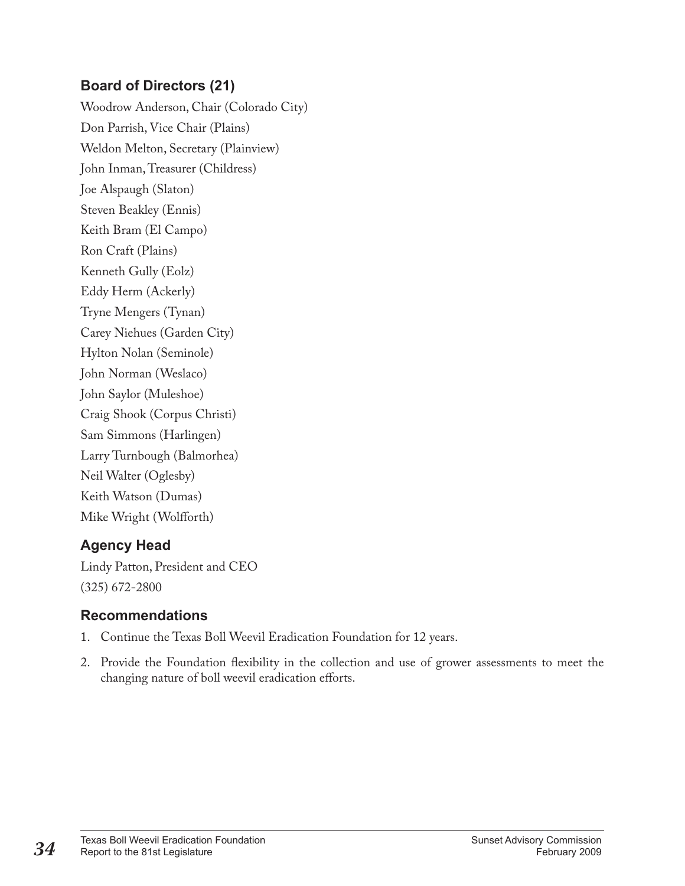## Board of Directors (21)

Woodrow Anderson, Chair (Colorado City)

Don Parrish, Vice Chair (Plains)

Weldon Melton, Secretary (Plainview)

John Inman, Treasurer (Childress)

Joe Alspaugh (Slaton)

Steven Beakley (Ennis)

Keith Bram (El Campo)

Ron Craft (Plains)

Kenneth Gully (Eolz)

Eddy Herm (Ackerly)

Tryne Mengers (Tynan)

Carey Niehues (Garden City)

Hylton Nolan (Seminole)

John Norman (Weslaco)

John Saylor (Muleshoe)

Craig Shook (Corpus Christi)

Sam Simmons (Harlingen)

Larry Turnbough (Balmorhea)

Neil Walter (Oglesby)

Keith Watson (Dumas)

Mike Wright (Wolfforth)

## Agency Head

Lindy Patton, President and CEO

(325) 672-2800

## Recommendations

1. Continue the Texas Boll Weevil Eradication Foundation for 12 years.
2. Provide the Foundation flexibility in the collection and use of grower assessments to meet the changing nature of boll weevil eradication efforts.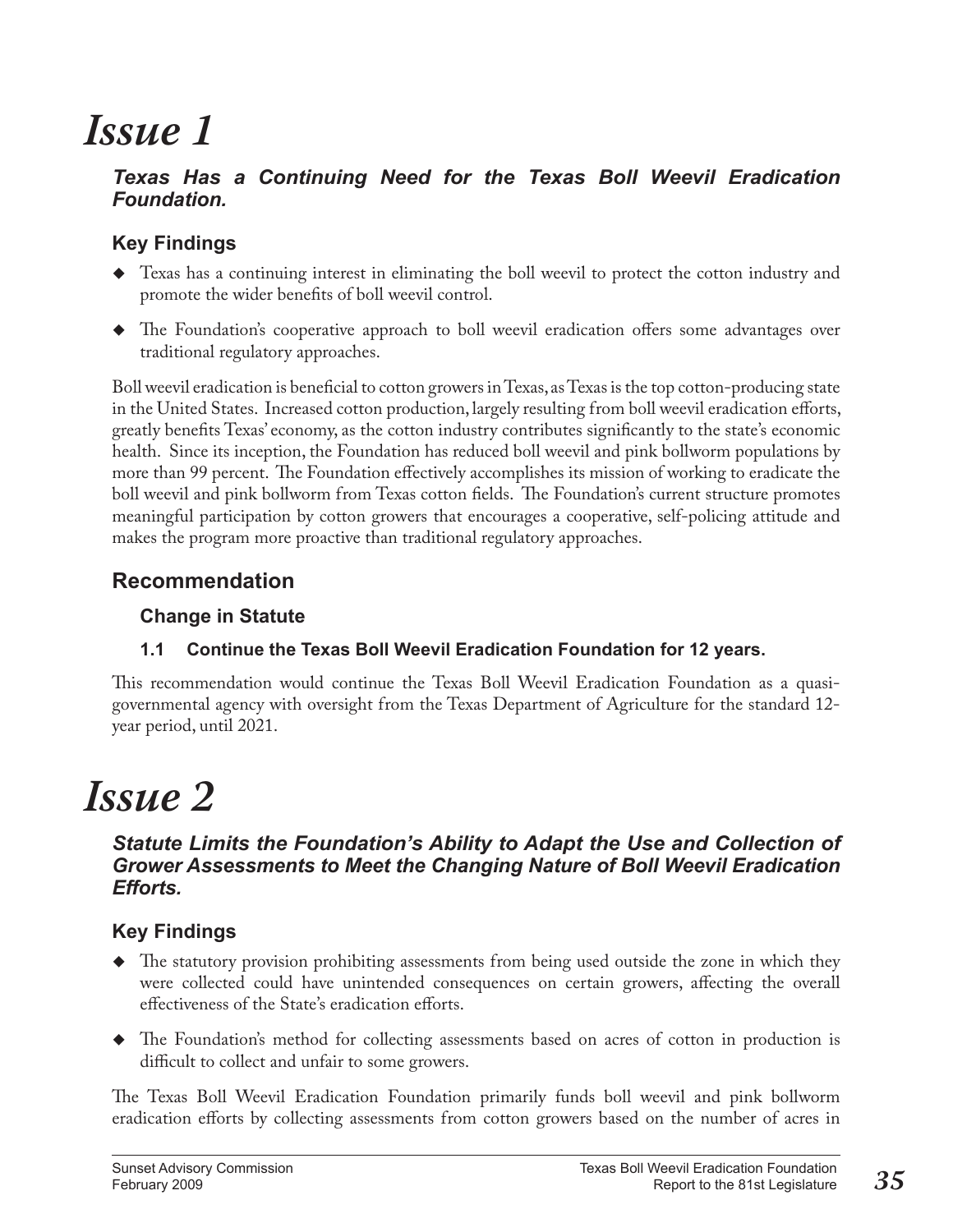# Issue 1

### *Texas Has a Continuing Need for the Texas Boll Weevil Eradication Foundation.*

## Key Findings

- Texas has a continuing interest in eliminating the boll weevil to protect the cotton industry and promote the wider benefits of boll weevil control.
- The Foundation's cooperative approach to boll weevil eradication offers some advantages over traditional regulatory approaches.

Boll weevil eradication is beneficial to cotton growers in Texas, as Texas is the top cotton-producing state in the United States. Increased cotton production, largely resulting from boll weevil eradication efforts, greatly benefits Texas' economy, as the cotton industry contributes significantly to the state's economic health. Since its inception, the Foundation has reduced boll weevil and pink bollworm populations by more than 99 percent. The Foundation effectively accomplishes its mission of working to eradicate the boll weevil and pink bollworm from Texas cotton fields. The Foundation's current structure promotes meaningful participation by cotton growers that encourages a cooperative, self-policing attitude and makes the program more proactive than traditional regulatory approaches.

## Recommendation

### Change in Statute

#### 1.1 Continue the Texas Boll Weevil Eradication Foundation for 12 years.

This recommendation would continue the Texas Boll Weevil Eradication Foundation as a quasi-governmental agency with oversight from the Texas Department of Agriculture for the standard 12-year period, until 2021.

# Issue 2

### *Statute Limits the Foundation's Ability to Adapt the Use and Collection of Grower Assessments to Meet the Changing Nature of Boll Weevil Eradication Efforts.*

## Key Findings

- The statutory provision prohibiting assessments from being used outside the zone in which they were collected could have unintended consequences on certain growers, affecting the overall effectiveness of the State's eradication efforts.
- The Foundation's method for collecting assessments based on acres of cotton in production is difficult to collect and unfair to some growers.

The Texas Boll Weevil Eradication Foundation primarily funds boll weevil and pink bollworm eradication efforts by collecting assessments from cotton growers based on the number of acres in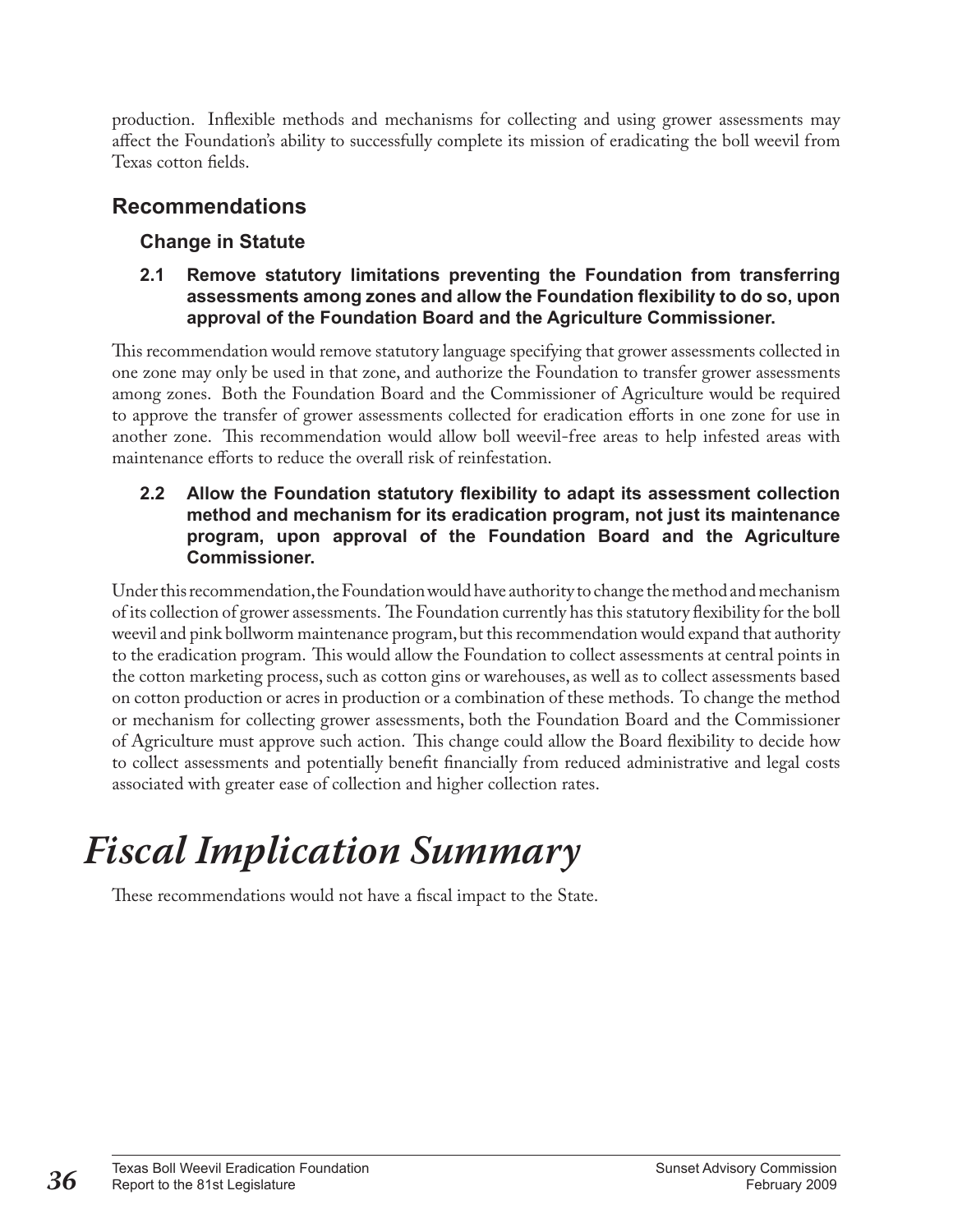production. Inflexible methods and mechanisms for collecting and using grower assessments may affect the Foundation's ability to successfully complete its mission of eradicating the boll weevil from Texas cotton fields.

## Recommendations

### Change in Statute

**2.1 Remove statutory limitations preventing the Foundation from transferring assessments among zones and allow the Foundation flexibility to do so, upon approval of the Foundation Board and the Agriculture Commissioner.**

This recommendation would remove statutory language specifying that grower assessments collected in one zone may only be used in that zone, and authorize the Foundation to transfer grower assessments among zones. Both the Foundation Board and the Commissioner of Agriculture would be required to approve the transfer of grower assessments collected for eradication efforts in one zone for use in another zone. This recommendation would allow boll weevil-free areas to help infested areas with maintenance efforts to reduce the overall risk of reinfestation.

**2.2 Allow the Foundation statutory flexibility to adapt its assessment collection method and mechanism for its eradication program, not just its maintenance program, upon approval of the Foundation Board and the Agriculture Commissioner.**

Under this recommendation, the Foundation would have authority to change the method and mechanism of its collection of grower assessments. The Foundation currently has this statutory flexibility for the boll weevil and pink bollworm maintenance program, but this recommendation would expand that authority to the eradication program. This would allow the Foundation to collect assessments at central points in the cotton marketing process, such as cotton gins or warehouses, as well as to collect assessments based on cotton production or acres in production or a combination of these methods. To change the method or mechanism for collecting grower assessments, both the Foundation Board and the Commissioner of Agriculture must approve such action. This change could allow the Board flexibility to decide how to collect assessments and potentially benefit financially from reduced administrative and legal costs associated with greater ease of collection and higher collection rates.

# *Fiscal Implication Summary*

These recommendations would not have a fiscal impact to the State.